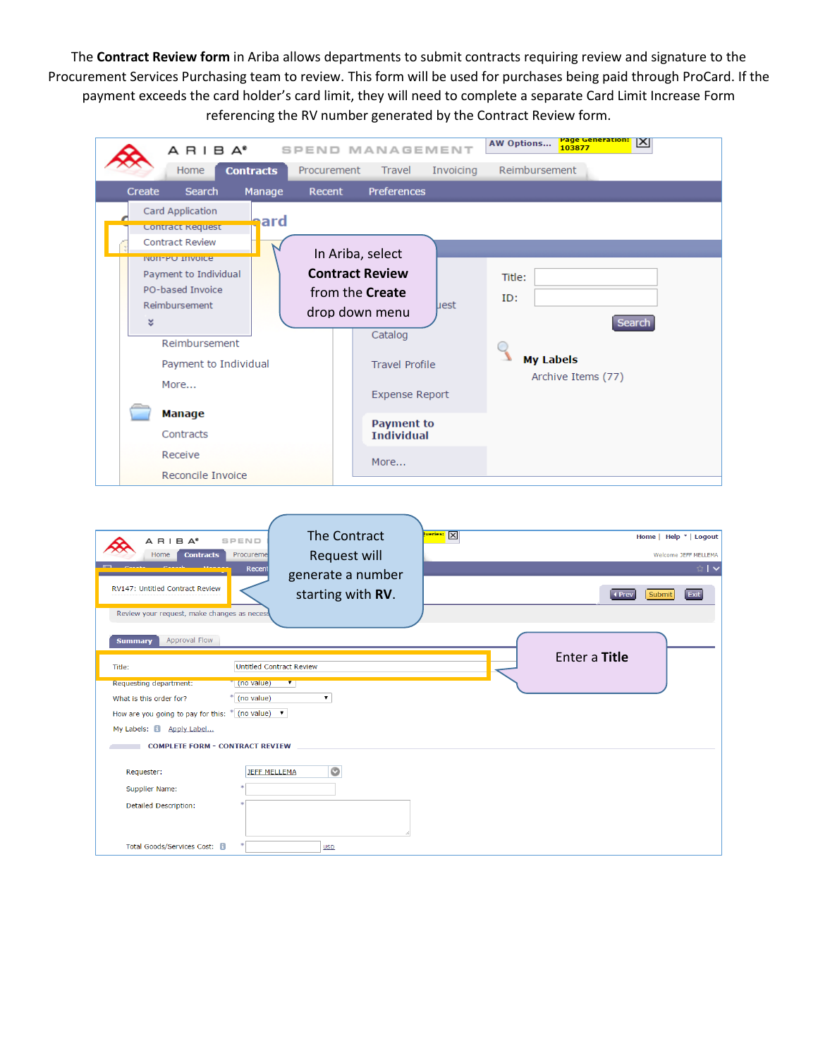The **Contract Review form** in Ariba allows departments to submit contracts requiring review and signature to the Procurement Services Purchasing team to review. This form will be used for purchases being paid through ProCard. If the payment exceeds the card holder's card limit, they will need to complete a separate Card Limit Increase Form referencing the RV number generated by the Contract Review form.

In Ariba, select **Contract Review** from the **Create** drop down menu

The Contract Request will generate a number starting with **RV**.

Enter a **Title**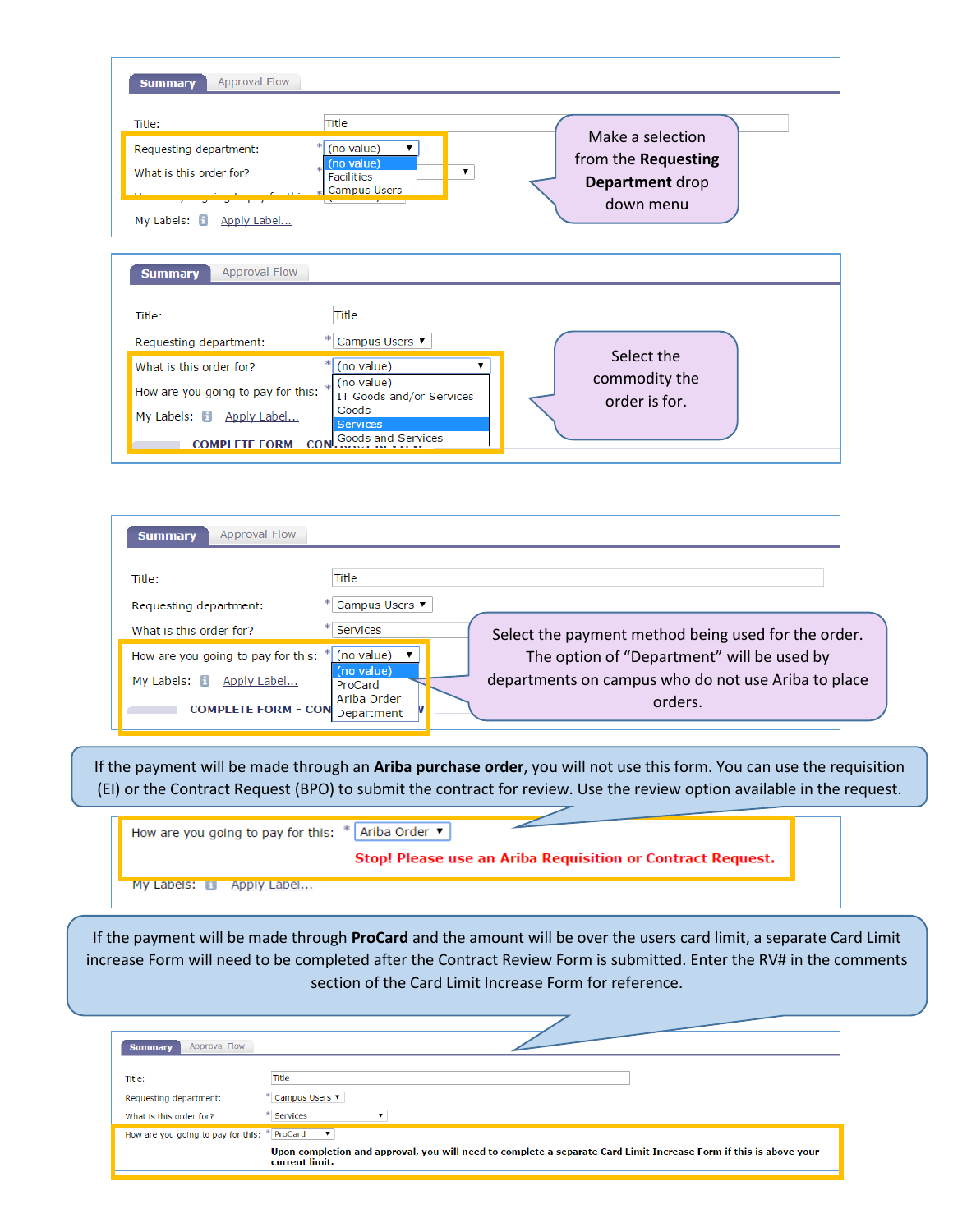**Summary** | Approval Flow

Title: Title

Requesting department: * (no value) ▼ — (no value) / Facilities / Campus Users

What is this order for? *

My Labels: Apply Label...

Make a selection from the **Requesting Department** drop down menu

**Summary** | Approval Flow

Title: Title

Requesting department: * Campus Users ▼

What is this order for? * (no value) ▼ — (no value) / IT Goods and/or Services / Goods / Services / Goods and Services

How are you going to pay for this: *

My Labels: Apply Label...

COMPLETE FORM - CONTRACT REVIEW

Select the commodity the order is for.

**Summary** | Approval Flow

Title: Title

Requesting department: * Campus Users ▼

What is this order for? * Services

How are you going to pay for this: * (no value) ▼ — (no value) / ProCard / Ariba Order / Department

My Labels: Apply Label...

COMPLETE FORM - CONTRACT REVIEW

Select the payment method being used for the order. The option of "Department" will be used by departments on campus who do not use Ariba to place orders.

If the payment will be made through an **Ariba purchase order**, you will not use this form. You can use the requisition (EI) or the Contract Request (BPO) to submit the contract for review. Use the review option available in the request.

How are you going to pay for this: * Ariba Order ▼

Stop! Please use an Ariba Requisition or Contract Request.

My Labels: Apply Label...

If the payment will be made through **ProCard** and the amount will be over the users card limit, a separate Card Limit increase Form will need to be completed after the Contract Review Form is submitted. Enter the RV# in the comments section of the Card Limit Increase Form for reference.

**Summary** | Approval Flow

Title: Title

Requesting department: * Campus Users ▼

What is this order for? * Services ▼

How are you going to pay for this: * ProCard ▼

Upon completion and approval, you will need to complete a separate Card Limit Increase Form if this is above your current limit.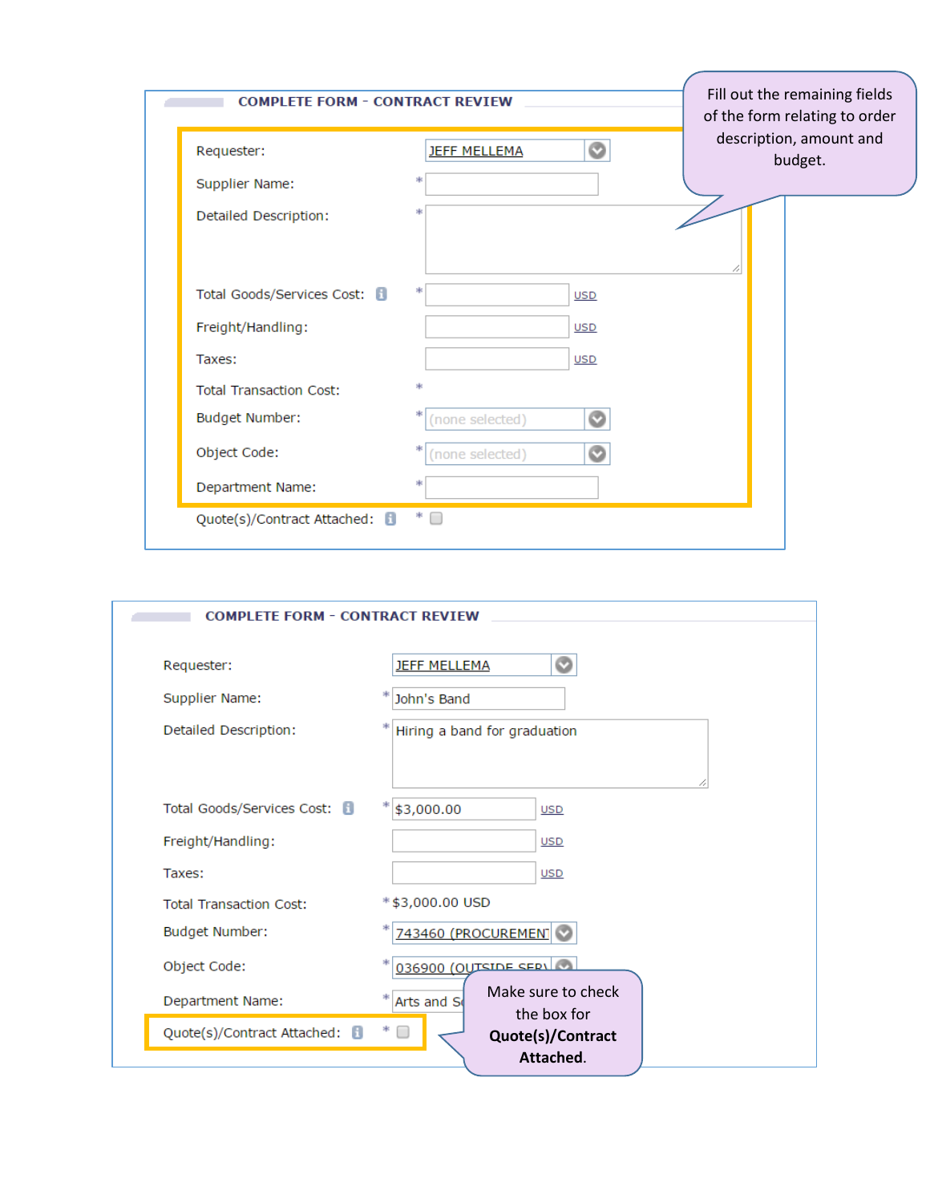## COMPLETE FORM - CONTRACT REVIEW

> Fill out the remaining fields of the form relating to order description, amount and budget.

| Field | Value |
|---|---|
| Requester: | JEFF MELLEMA |
| Supplier Name: * | |
| Detailed Description: * | |
| Total Goods/Services Cost: * | USD |
| Freight/Handling: | USD |
| Taxes: | USD |
| Total Transaction Cost: * | |
| Budget Number: * | (none selected) |
| Object Code: * | (none selected) |
| Department Name: * | |
| Quote(s)/Contract Attached: * | ☐ |

## COMPLETE FORM - CONTRACT REVIEW

| Field | Value |
|---|---|
| Requester: | JEFF MELLEMA |
| Supplier Name: * | John's Band |
| Detailed Description: * | Hiring a band for graduation |
| Total Goods/Services Cost: * | $3,000.00 USD |
| Freight/Handling: | USD |
| Taxes: | USD |
| Total Transaction Cost: * | $3,000.00 USD |
| Budget Number: * | 743460 (PROCUREMEN |
| Object Code: * | 036900 (OUTSIDE SER) |
| Department Name: * | Arts and S |
| Quote(s)/Contract Attached: * | ☐ |

> Make sure to check the box for **Quote(s)/Contract Attached**.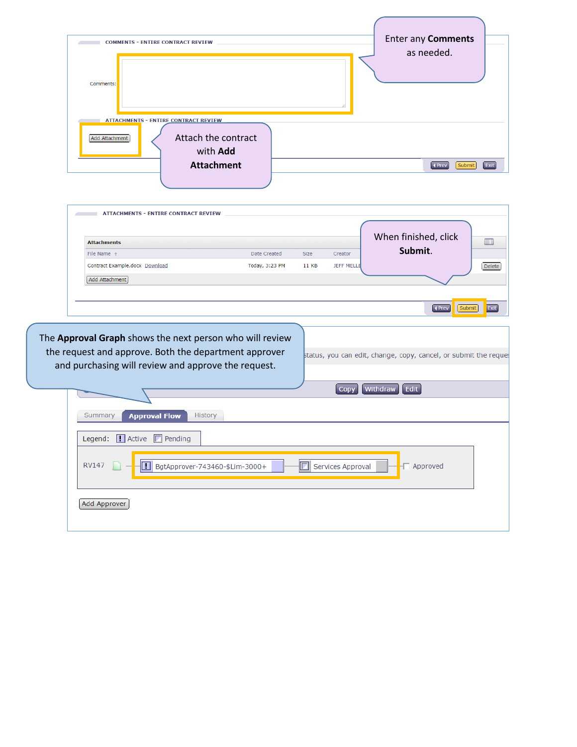COMMENTS - ENTIRE CONTRACT REVIEW

Comments:

Enter any **Comments** as needed.

ATTACHMENTS - ENTIRE CONTRACT REVIEW

Add Attachment

Attach the contract with **Add Attachment**

Prev Submit Exit

ATTACHMENTS - ENTIRE CONTRACT REVIEW

Attachments

| File Name | Date Created | Size | Creator | |
|---|---|---|---|---|
| Contract Example.docx Download | Today, 3:23 PM | 11 KB | JEFF MELLE | Delete |

Add Attachment

When finished, click **Submit**.

Prev Submit Exit

The **Approval Graph** shows the next person who will review the request and approve. Both the department approver and purchasing will review and approve the request.

status, you can edit, change, copy, cancel, or submit the reque

Copy Withdraw Edit

Summary Approval Flow History

Legend: Active Pending

RV147 BgtApprover-743460-$Lim-3000+ Services Approval Approved

Add Approver